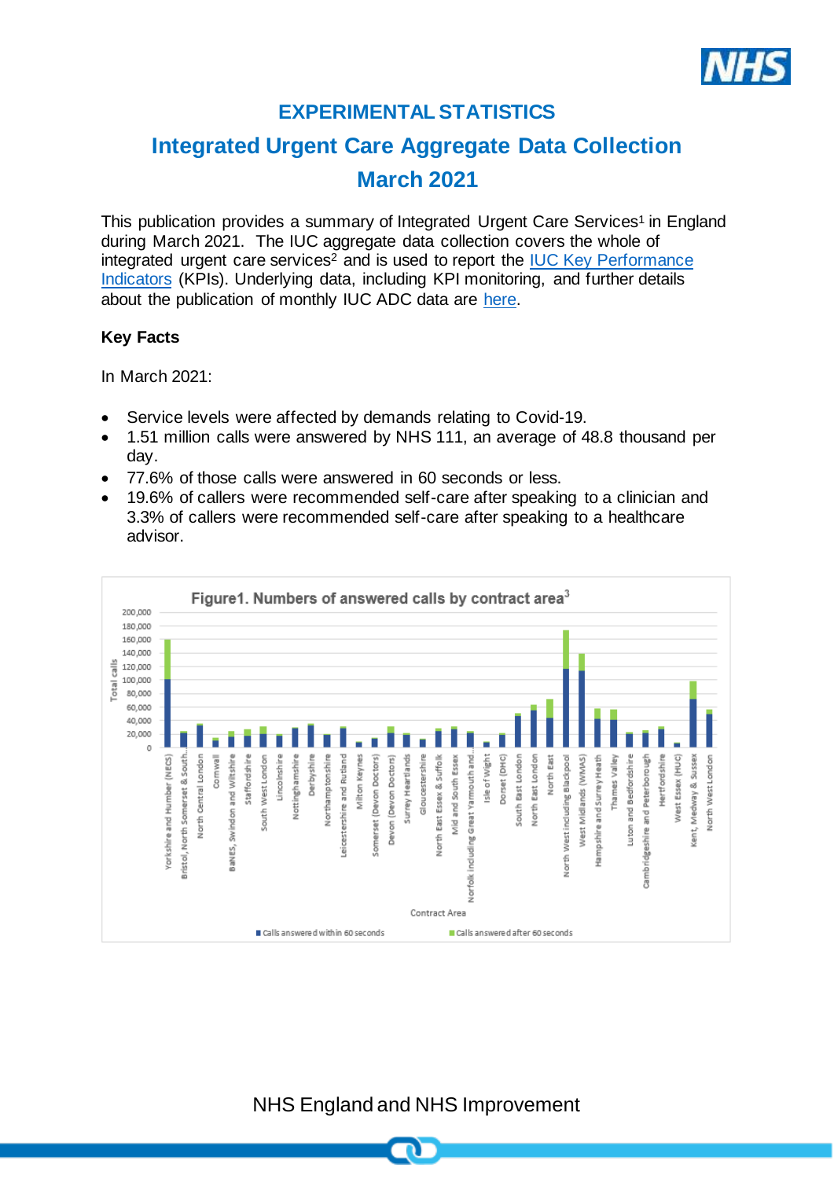# EXPERIMENTAL STATISTICS

# Integrated Urgent Care Aggregate Data Collection March 2021

This publication provides a summary of Integrated Urgent Care Services[1] in England during March 2021. The IUC aggregate data collection covers the whole of integrated urgent care services[2] and is used to report the IUC Key Performance Indicators (KPIs). Underlying data, including KPI monitoring, and further details about the publication of monthly IUC ADC data are here.

### Key Facts

In March 2021:

- Service levels were affected by demands relating to Covid-19.
- 1.51 million calls were answered by NHS 111, an average of 48.8 thousand per day.
- 77.6% of those calls were answered in 60 seconds or less.
- 19.6% of callers were recommended self-care after speaking to a clinician and 3.3% of callers were recommended self-care after speaking to a healthcare advisor.

Figure1. Numbers of answered calls by contract area[3]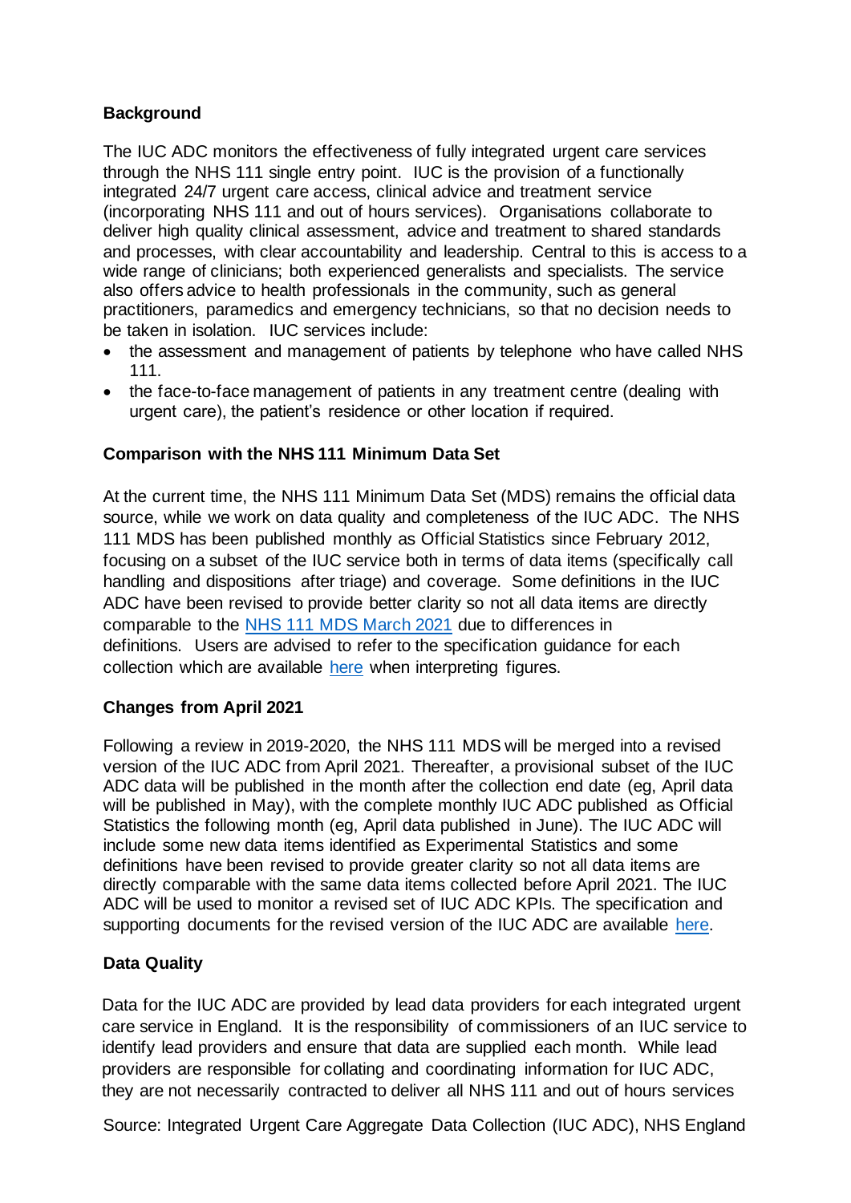## Background

The IUC ADC monitors the effectiveness of fully integrated urgent care services through the NHS 111 single entry point. IUC is the provision of a functionally integrated 24/7 urgent care access, clinical advice and treatment service (incorporating NHS 111 and out of hours services). Organisations collaborate to deliver high quality clinical assessment, advice and treatment to shared standards and processes, with clear accountability and leadership. Central to this is access to a wide range of clinicians; both experienced generalists and specialists. The service also offers advice to health professionals in the community, such as general practitioners, paramedics and emergency technicians, so that no decision needs to be taken in isolation. IUC services include:

- the assessment and management of patients by telephone who have called NHS 111.
- the face-to-face management of patients in any treatment centre (dealing with urgent care), the patient's residence or other location if required.

## Comparison with the NHS 111 Minimum Data Set

At the current time, the NHS 111 Minimum Data Set (MDS) remains the official data source, while we work on data quality and completeness of the IUC ADC. The NHS 111 MDS has been published monthly as Official Statistics since February 2012, focusing on a subset of the IUC service both in terms of data items (specifically call handling and dispositions after triage) and coverage. Some definitions in the IUC ADC have been revised to provide better clarity so not all data items are directly comparable to the NHS 111 MDS March 2021 due to differences in definitions. Users are advised to refer to the specification guidance for each collection which are available here when interpreting figures.

## Changes from April 2021

Following a review in 2019-2020, the NHS 111 MDS will be merged into a revised version of the IUC ADC from April 2021. Thereafter, a provisional subset of the IUC ADC data will be published in the month after the collection end date (eg, April data will be published in May), with the complete monthly IUC ADC published as Official Statistics the following month (eg, April data published in June). The IUC ADC will include some new data items identified as Experimental Statistics and some definitions have been revised to provide greater clarity so not all data items are directly comparable with the same data items collected before April 2021. The IUC ADC will be used to monitor a revised set of IUC ADC KPIs. The specification and supporting documents for the revised version of the IUC ADC are available here.

## Data Quality

Data for the IUC ADC are provided by lead data providers for each integrated urgent care service in England. It is the responsibility of commissioners of an IUC service to identify lead providers and ensure that data are supplied each month. While lead providers are responsible for collating and coordinating information for IUC ADC, they are not necessarily contracted to deliver all NHS 111 and out of hours services

Source: Integrated Urgent Care Aggregate Data Collection (IUC ADC), NHS England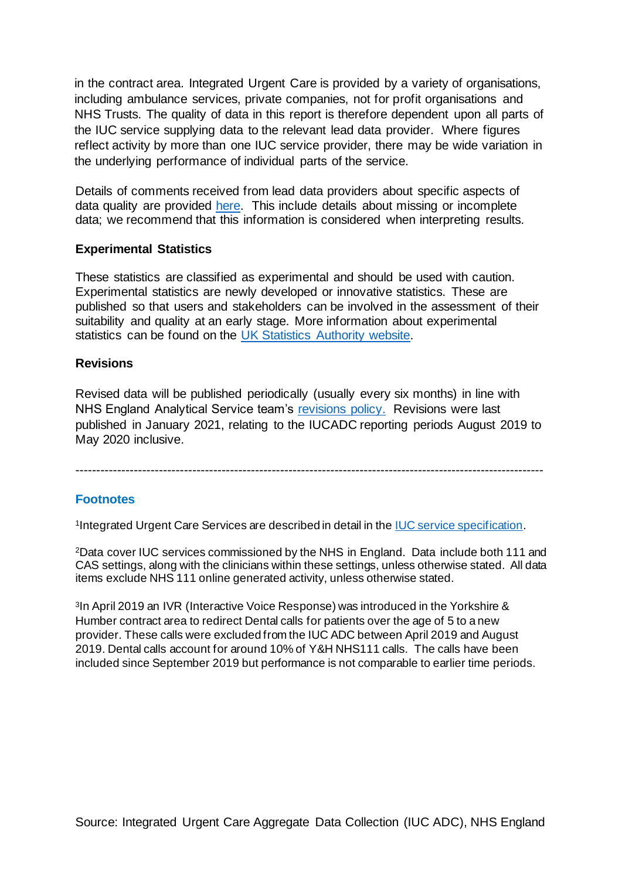in the contract area. Integrated Urgent Care is provided by a variety of organisations, including ambulance services, private companies, not for profit organisations and NHS Trusts. The quality of data in this report is therefore dependent upon all parts of the IUC service supplying data to the relevant lead data provider. Where figures reflect activity by more than one IUC service provider, there may be wide variation in the underlying performance of individual parts of the service.

Details of comments received from lead data providers about specific aspects of data quality are provided here. This include details about missing or incomplete data; we recommend that this information is considered when interpreting results.

**Experimental Statistics**

These statistics are classified as experimental and should be used with caution. Experimental statistics are newly developed or innovative statistics. These are published so that users and stakeholders can be involved in the assessment of their suitability and quality at an early stage. More information about experimental statistics can be found on the UK Statistics Authority website.

**Revisions**

Revised data will be published periodically (usually every six months) in line with NHS England Analytical Service team's revisions policy. Revisions were last published in January 2021, relating to the IUCADC reporting periods August 2019 to May 2020 inclusive.

---

## Footnotes

[1]Integrated Urgent Care Services are described in detail in the IUC service specification.

[2]Data cover IUC services commissioned by the NHS in England. Data include both 111 and CAS settings, along with the clinicians within these settings, unless otherwise stated. All data items exclude NHS 111 online generated activity, unless otherwise stated.

[3]In April 2019 an IVR (Interactive Voice Response) was introduced in the Yorkshire & Humber contract area to redirect Dental calls for patients over the age of 5 to a new provider. These calls were excluded from the IUC ADC between April 2019 and August 2019. Dental calls account for around 10% of Y&H NHS111 calls. The calls have been included since September 2019 but performance is not comparable to earlier time periods.

Source: Integrated Urgent Care Aggregate Data Collection (IUC ADC), NHS England